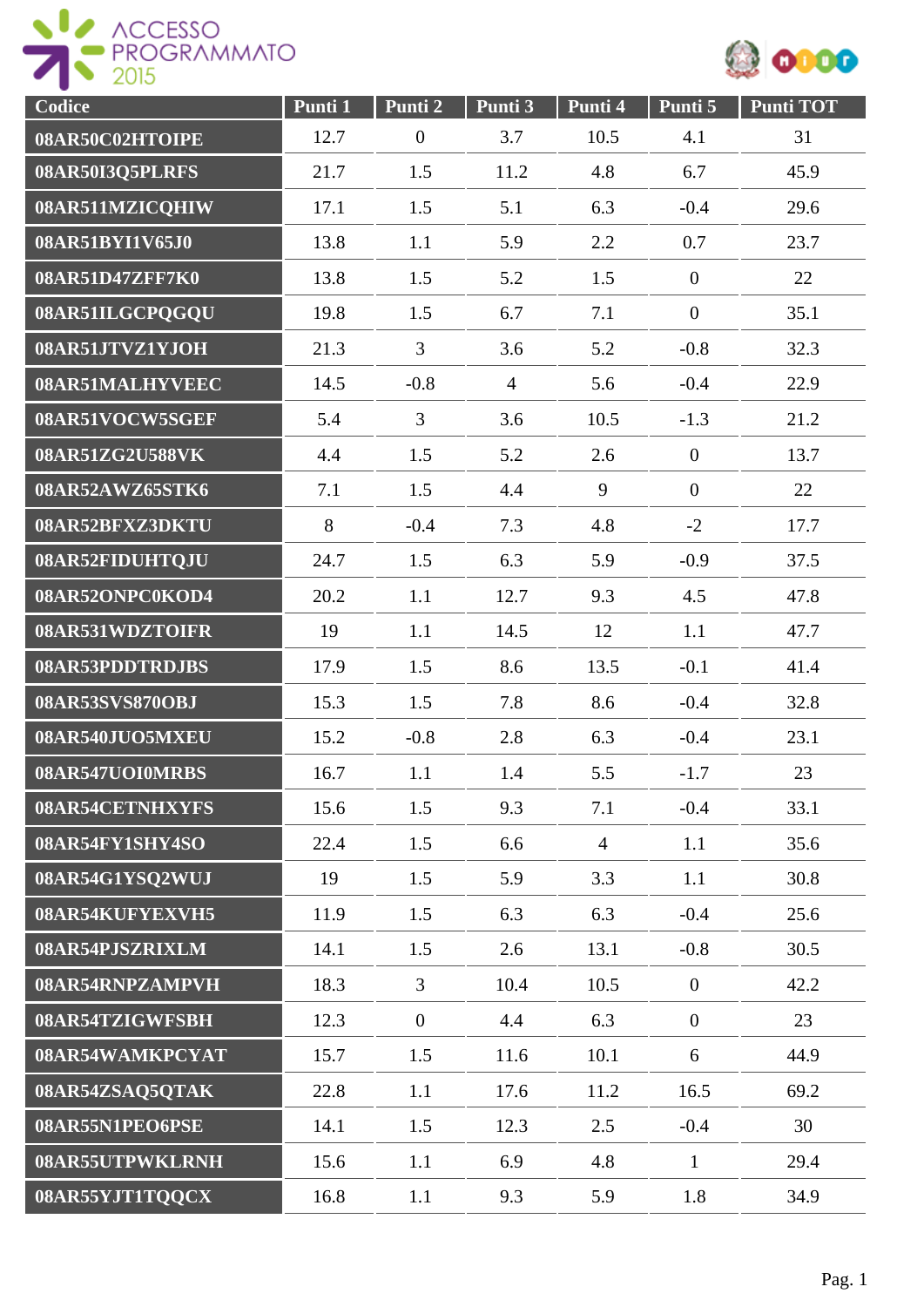ACCESSO PROGRAMMATO 2015

| Codice | Punti 1 | Punti 2 | Punti 3 | Punti 4 | Punti 5 | Punti TOT |
|---|---|---|---|---|---|---|
| 08AR50C02HTOIPE | 12.7 | 0 | 3.7 | 10.5 | 4.1 | 31 |
| 08AR50I3Q5PLRFS | 21.7 | 1.5 | 11.2 | 4.8 | 6.7 | 45.9 |
| 08AR511MZICQHIW | 17.1 | 1.5 | 5.1 | 6.3 | -0.4 | 29.6 |
| 08AR51BYI1V65J0 | 13.8 | 1.1 | 5.9 | 2.2 | 0.7 | 23.7 |
| 08AR51D47ZFF7K0 | 13.8 | 1.5 | 5.2 | 1.5 | 0 | 22 |
| 08AR51ILGCPQGQU | 19.8 | 1.5 | 6.7 | 7.1 | 0 | 35.1 |
| 08AR51JTVZ1YJOH | 21.3 | 3 | 3.6 | 5.2 | -0.8 | 32.3 |
| 08AR51MALHYVEEC | 14.5 | -0.8 | 4 | 5.6 | -0.4 | 22.9 |
| 08AR51VOCW5SGEF | 5.4 | 3 | 3.6 | 10.5 | -1.3 | 21.2 |
| 08AR51ZG2U588VK | 4.4 | 1.5 | 5.2 | 2.6 | 0 | 13.7 |
| 08AR52AWZ65STK6 | 7.1 | 1.5 | 4.4 | 9 | 0 | 22 |
| 08AR52BFXZ3DKTU | 8 | -0.4 | 7.3 | 4.8 | -2 | 17.7 |
| 08AR52FIDUHTQJU | 24.7 | 1.5 | 6.3 | 5.9 | -0.9 | 37.5 |
| 08AR52ONPC0KOD4 | 20.2 | 1.1 | 12.7 | 9.3 | 4.5 | 47.8 |
| 08AR531WDZTOIFR | 19 | 1.1 | 14.5 | 12 | 1.1 | 47.7 |
| 08AR53PDDTRDJBS | 17.9 | 1.5 | 8.6 | 13.5 | -0.1 | 41.4 |
| 08AR53SVS870OBJ | 15.3 | 1.5 | 7.8 | 8.6 | -0.4 | 32.8 |
| 08AR540JUO5MXEU | 15.2 | -0.8 | 2.8 | 6.3 | -0.4 | 23.1 |
| 08AR547UOI0MRBS | 16.7 | 1.1 | 1.4 | 5.5 | -1.7 | 23 |
| 08AR54CETNHXYFS | 15.6 | 1.5 | 9.3 | 7.1 | -0.4 | 33.1 |
| 08AR54FY1SHY4SO | 22.4 | 1.5 | 6.6 | 4 | 1.1 | 35.6 |
| 08AR54G1YSQ2WUJ | 19 | 1.5 | 5.9 | 3.3 | 1.1 | 30.8 |
| 08AR54KUFYEXVH5 | 11.9 | 1.5 | 6.3 | 6.3 | -0.4 | 25.6 |
| 08AR54PJSZRIXLM | 14.1 | 1.5 | 2.6 | 13.1 | -0.8 | 30.5 |
| 08AR54RNPZAMPVH | 18.3 | 3 | 10.4 | 10.5 | 0 | 42.2 |
| 08AR54TZIGWFSBH | 12.3 | 0 | 4.4 | 6.3 | 0 | 23 |
| 08AR54WAMKPCYAT | 15.7 | 1.5 | 11.6 | 10.1 | 6 | 44.9 |
| 08AR54ZSAQ5QTAK | 22.8 | 1.1 | 17.6 | 11.2 | 16.5 | 69.2 |
| 08AR55N1PEO6PSE | 14.1 | 1.5 | 12.3 | 2.5 | -0.4 | 30 |
| 08AR55UTPWKLRNH | 15.6 | 1.1 | 6.9 | 4.8 | 1 | 29.4 |
| 08AR55YJT1TQQCX | 16.8 | 1.1 | 9.3 | 5.9 | 1.8 | 34.9 |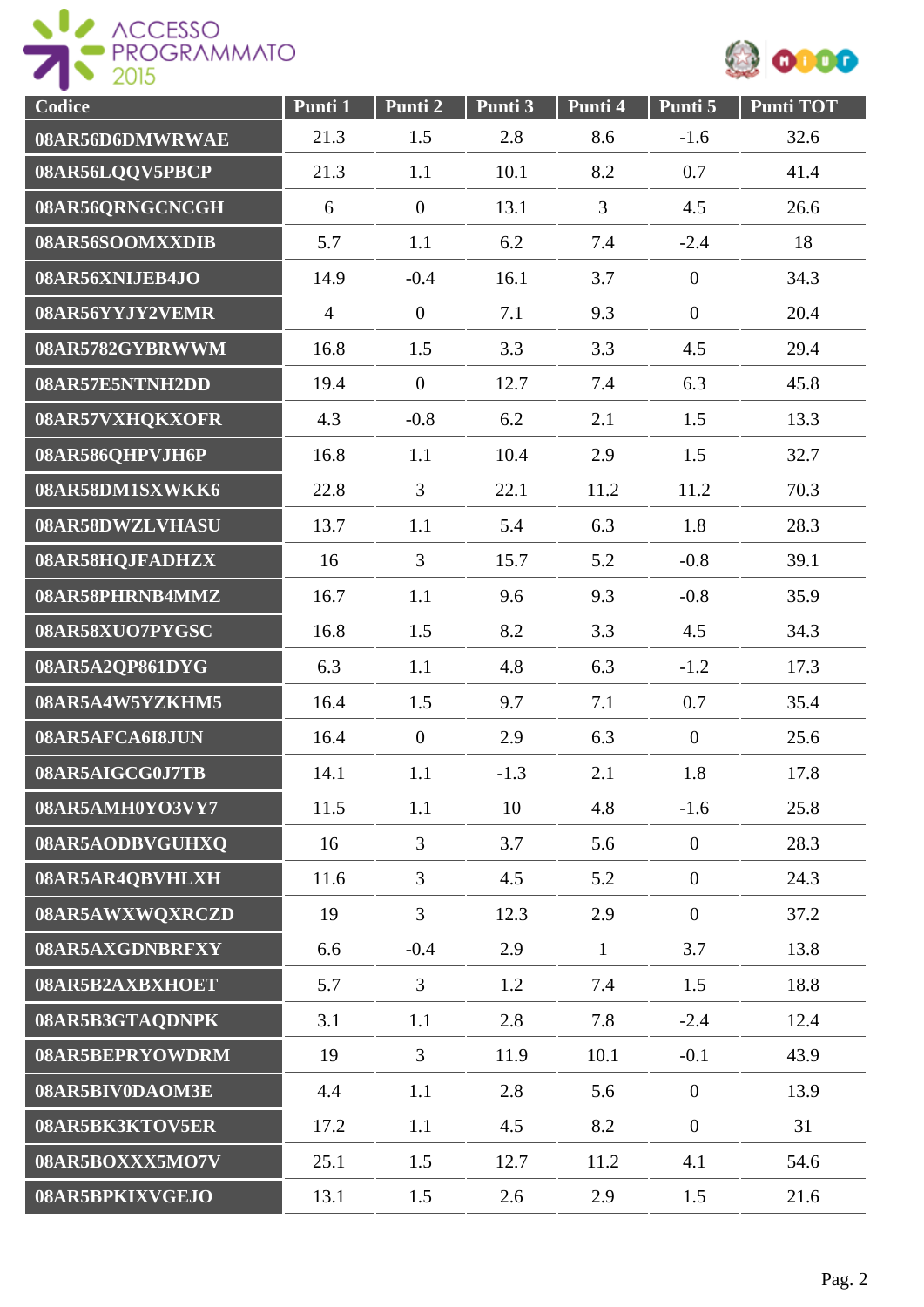| Codice | Punti 1 | Punti 2 | Punti 3 | Punti 4 | Punti 5 | Punti TOT |
|---|---|---|---|---|---|---|
| 08AR56D6DMWRWAE | 21.3 | 1.5 | 2.8 | 8.6 | -1.6 | 32.6 |
| 08AR56LQQV5PBCP | 21.3 | 1.1 | 10.1 | 8.2 | 0.7 | 41.4 |
| 08AR56QRNGCNCGH | 6 | 0 | 13.1 | 3 | 4.5 | 26.6 |
| 08AR56SOOMXXDIB | 5.7 | 1.1 | 6.2 | 7.4 | -2.4 | 18 |
| 08AR56XNIJEB4JO | 14.9 | -0.4 | 16.1 | 3.7 | 0 | 34.3 |
| 08AR56YYJY2VEMR | 4 | 0 | 7.1 | 9.3 | 0 | 20.4 |
| 08AR5782GYBRWWM | 16.8 | 1.5 | 3.3 | 3.3 | 4.5 | 29.4 |
| 08AR57E5NTNH2DD | 19.4 | 0 | 12.7 | 7.4 | 6.3 | 45.8 |
| 08AR57VXHQKXOFR | 4.3 | -0.8 | 6.2 | 2.1 | 1.5 | 13.3 |
| 08AR586QHPVJH6P | 16.8 | 1.1 | 10.4 | 2.9 | 1.5 | 32.7 |
| 08AR58DM1SXWKK6 | 22.8 | 3 | 22.1 | 11.2 | 11.2 | 70.3 |
| 08AR58DWZLVHASU | 13.7 | 1.1 | 5.4 | 6.3 | 1.8 | 28.3 |
| 08AR58HQJFADHZX | 16 | 3 | 15.7 | 5.2 | -0.8 | 39.1 |
| 08AR58PHRNB4MMZ | 16.7 | 1.1 | 9.6 | 9.3 | -0.8 | 35.9 |
| 08AR58XUO7PYGSC | 16.8 | 1.5 | 8.2 | 3.3 | 4.5 | 34.3 |
| 08AR5A2QP861DYG | 6.3 | 1.1 | 4.8 | 6.3 | -1.2 | 17.3 |
| 08AR5A4W5YZKHM5 | 16.4 | 1.5 | 9.7 | 7.1 | 0.7 | 35.4 |
| 08AR5AFCA6I8JUN | 16.4 | 0 | 2.9 | 6.3 | 0 | 25.6 |
| 08AR5AIGCG0J7TB | 14.1 | 1.1 | -1.3 | 2.1 | 1.8 | 17.8 |
| 08AR5AMH0YO3VY7 | 11.5 | 1.1 | 10 | 4.8 | -1.6 | 25.8 |
| 08AR5AODBVGUHXQ | 16 | 3 | 3.7 | 5.6 | 0 | 28.3 |
| 08AR5AR4QBVHLXH | 11.6 | 3 | 4.5 | 5.2 | 0 | 24.3 |
| 08AR5AWXWQXRCZD | 19 | 3 | 12.3 | 2.9 | 0 | 37.2 |
| 08AR5AXGDNBRFXY | 6.6 | -0.4 | 2.9 | 1 | 3.7 | 13.8 |
| 08AR5B2AXBXHOET | 5.7 | 3 | 1.2 | 7.4 | 1.5 | 18.8 |
| 08AR5B3GTAQDNPK | 3.1 | 1.1 | 2.8 | 7.8 | -2.4 | 12.4 |
| 08AR5BEPRYOWDRM | 19 | 3 | 11.9 | 10.1 | -0.1 | 43.9 |
| 08AR5BIV0DAOM3E | 4.4 | 1.1 | 2.8 | 5.6 | 0 | 13.9 |
| 08AR5BK3KTOV5ER | 17.2 | 1.1 | 4.5 | 8.2 | 0 | 31 |
| 08AR5BOXXX5MO7V | 25.1 | 1.5 | 12.7 | 11.2 | 4.1 | 54.6 |
| 08AR5BPKIXVGEJO | 13.1 | 1.5 | 2.6 | 2.9 | 1.5 | 21.6 |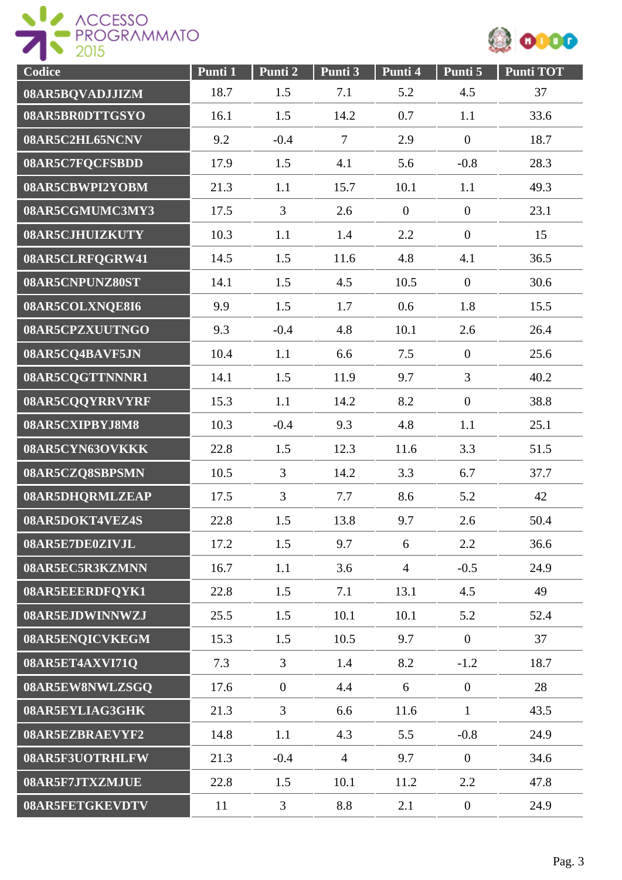| Codice | Punti 1 | Punti 2 | Punti 3 | Punti 4 | Punti 5 | Punti TOT |
|---|---|---|---|---|---|---|
| 08AR5BQVADJJIZM | 18.7 | 1.5 | 7.1 | 5.2 | 4.5 | 37 |
| 08AR5BR0DTTGSYO | 16.1 | 1.5 | 14.2 | 0.7 | 1.1 | 33.6 |
| 08AR5C2HL65NCNV | 9.2 | -0.4 | 7 | 2.9 | 0 | 18.7 |
| 08AR5C7FQCFSBDD | 17.9 | 1.5 | 4.1 | 5.6 | -0.8 | 28.3 |
| 08AR5CBWPI2YOBM | 21.3 | 1.1 | 15.7 | 10.1 | 1.1 | 49.3 |
| 08AR5CGMUMC3MY3 | 17.5 | 3 | 2.6 | 0 | 0 | 23.1 |
| 08AR5CJHUIZKUTY | 10.3 | 1.1 | 1.4 | 2.2 | 0 | 15 |
| 08AR5CLRFQGRW41 | 14.5 | 1.5 | 11.6 | 4.8 | 4.1 | 36.5 |
| 08AR5CNPUNZ80ST | 14.1 | 1.5 | 4.5 | 10.5 | 0 | 30.6 |
| 08AR5COLXNQE8I6 | 9.9 | 1.5 | 1.7 | 0.6 | 1.8 | 15.5 |
| 08AR5CPZXUUTNGO | 9.3 | -0.4 | 4.8 | 10.1 | 2.6 | 26.4 |
| 08AR5CQ4BAVF5JN | 10.4 | 1.1 | 6.6 | 7.5 | 0 | 25.6 |
| 08AR5CQGTTNNNR1 | 14.1 | 1.5 | 11.9 | 9.7 | 3 | 40.2 |
| 08AR5CQQYRRVYRF | 15.3 | 1.1 | 14.2 | 8.2 | 0 | 38.8 |
| 08AR5CXIPBYJ8M8 | 10.3 | -0.4 | 9.3 | 4.8 | 1.1 | 25.1 |
| 08AR5CYN63OVKKK | 22.8 | 1.5 | 12.3 | 11.6 | 3.3 | 51.5 |
| 08AR5CZQ8SBPSMN | 10.5 | 3 | 14.2 | 3.3 | 6.7 | 37.7 |
| 08AR5DHQRMLZEAP | 17.5 | 3 | 7.7 | 8.6 | 5.2 | 42 |
| 08AR5DOKT4VEZ4S | 22.8 | 1.5 | 13.8 | 9.7 | 2.6 | 50.4 |
| 08AR5E7DE0ZIVJL | 17.2 | 1.5 | 9.7 | 6 | 2.2 | 36.6 |
| 08AR5EC5R3KZMNN | 16.7 | 1.1 | 3.6 | 4 | -0.5 | 24.9 |
| 08AR5EEERDFQYK1 | 22.8 | 1.5 | 7.1 | 13.1 | 4.5 | 49 |
| 08AR5EJDWINNWZJ | 25.5 | 1.5 | 10.1 | 10.1 | 5.2 | 52.4 |
| 08AR5ENQICVKEGM | 15.3 | 1.5 | 10.5 | 9.7 | 0 | 37 |
| 08AR5ET4AXVI71Q | 7.3 | 3 | 1.4 | 8.2 | -1.2 | 18.7 |
| 08AR5EW8NWLZSGQ | 17.6 | 0 | 4.4 | 6 | 0 | 28 |
| 08AR5EYLIAG3GHK | 21.3 | 3 | 6.6 | 11.6 | 1 | 43.5 |
| 08AR5EZBRAEVYF2 | 14.8 | 1.1 | 4.3 | 5.5 | -0.8 | 24.9 |
| 08AR5F3UOTRHLFW | 21.3 | -0.4 | 4 | 9.7 | 0 | 34.6 |
| 08AR5F7JTXZMJUE | 22.8 | 1.5 | 10.1 | 11.2 | 2.2 | 47.8 |
| 08AR5FETGKEVDTV | 11 | 3 | 8.8 | 2.1 | 0 | 24.9 |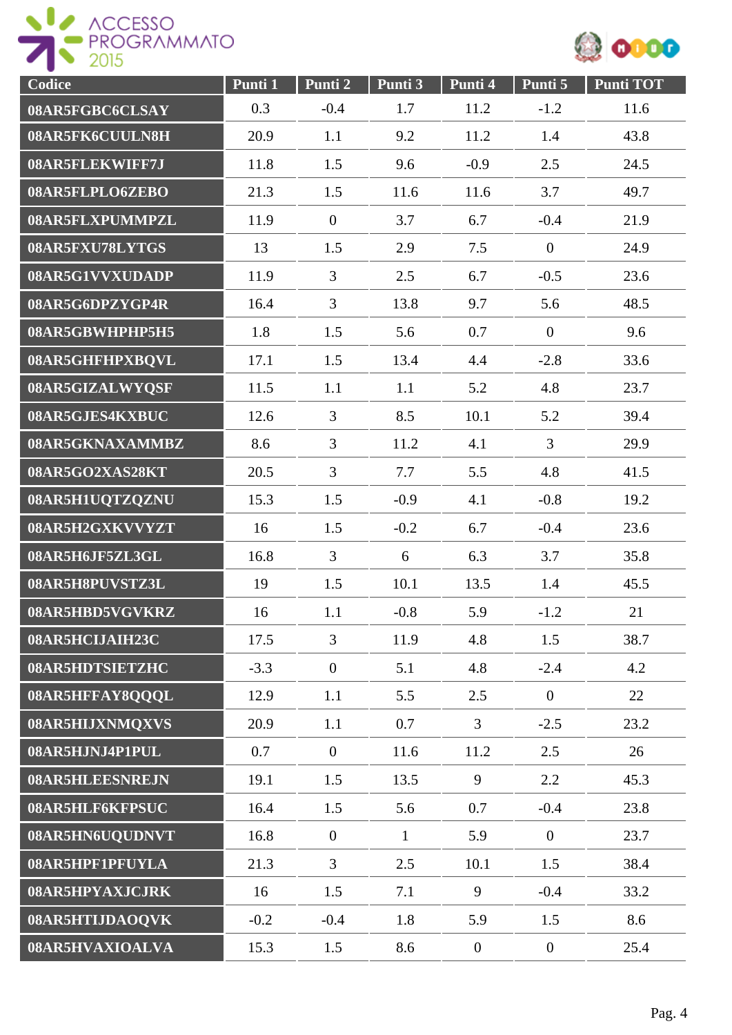| Codice | Punti 1 | Punti 2 | Punti 3 | Punti 4 | Punti 5 | Punti TOT |
|---|---|---|---|---|---|---|
| 08AR5FGBC6CLSAY | 0.3 | -0.4 | 1.7 | 11.2 | -1.2 | 11.6 |
| 08AR5FK6CUULN8H | 20.9 | 1.1 | 9.2 | 11.2 | 1.4 | 43.8 |
| 08AR5FLEKWIFF7J | 11.8 | 1.5 | 9.6 | -0.9 | 2.5 | 24.5 |
| 08AR5FLPLO6ZEBO | 21.3 | 1.5 | 11.6 | 11.6 | 3.7 | 49.7 |
| 08AR5FLXPUMMPZL | 11.9 | 0 | 3.7 | 6.7 | -0.4 | 21.9 |
| 08AR5FXU78LYTGS | 13 | 1.5 | 2.9 | 7.5 | 0 | 24.9 |
| 08AR5G1VVXUDADP | 11.9 | 3 | 2.5 | 6.7 | -0.5 | 23.6 |
| 08AR5G6DPZYGP4R | 16.4 | 3 | 13.8 | 9.7 | 5.6 | 48.5 |
| 08AR5GBWHPHP5H5 | 1.8 | 1.5 | 5.6 | 0.7 | 0 | 9.6 |
| 08AR5GHFHPXBQVL | 17.1 | 1.5 | 13.4 | 4.4 | -2.8 | 33.6 |
| 08AR5GIZALWYQSF | 11.5 | 1.1 | 1.1 | 5.2 | 4.8 | 23.7 |
| 08AR5GJES4KXBUC | 12.6 | 3 | 8.5 | 10.1 | 5.2 | 39.4 |
| 08AR5GKNAXAMMBZ | 8.6 | 3 | 11.2 | 4.1 | 3 | 29.9 |
| 08AR5GO2XAS28KT | 20.5 | 3 | 7.7 | 5.5 | 4.8 | 41.5 |
| 08AR5H1UQTZQZNU | 15.3 | 1.5 | -0.9 | 4.1 | -0.8 | 19.2 |
| 08AR5H2GXKVVYZT | 16 | 1.5 | -0.2 | 6.7 | -0.4 | 23.6 |
| 08AR5H6JF5ZL3GL | 16.8 | 3 | 6 | 6.3 | 3.7 | 35.8 |
| 08AR5H8PUVSTZ3L | 19 | 1.5 | 10.1 | 13.5 | 1.4 | 45.5 |
| 08AR5HBD5VGVKRZ | 16 | 1.1 | -0.8 | 5.9 | -1.2 | 21 |
| 08AR5HCIJAIH23C | 17.5 | 3 | 11.9 | 4.8 | 1.5 | 38.7 |
| 08AR5HDTSIETZHC | -3.3 | 0 | 5.1 | 4.8 | -2.4 | 4.2 |
| 08AR5HFFAY8QQQL | 12.9 | 1.1 | 5.5 | 2.5 | 0 | 22 |
| 08AR5HIJXNMQXVS | 20.9 | 1.1 | 0.7 | 3 | -2.5 | 23.2 |
| 08AR5HJNJ4P1PUL | 0.7 | 0 | 11.6 | 11.2 | 2.5 | 26 |
| 08AR5HLEESNREJN | 19.1 | 1.5 | 13.5 | 9 | 2.2 | 45.3 |
| 08AR5HLF6KFPSUC | 16.4 | 1.5 | 5.6 | 0.7 | -0.4 | 23.8 |
| 08AR5HN6UQUDNVT | 16.8 | 0 | 1 | 5.9 | 0 | 23.7 |
| 08AR5HPF1PFUYLA | 21.3 | 3 | 2.5 | 10.1 | 1.5 | 38.4 |
| 08AR5HPYAXJCJRK | 16 | 1.5 | 7.1 | 9 | -0.4 | 33.2 |
| 08AR5HTIJDAOQVK | -0.2 | -0.4 | 1.8 | 5.9 | 1.5 | 8.6 |
| 08AR5HVAXIOALVA | 15.3 | 1.5 | 8.6 | 0 | 0 | 25.4 |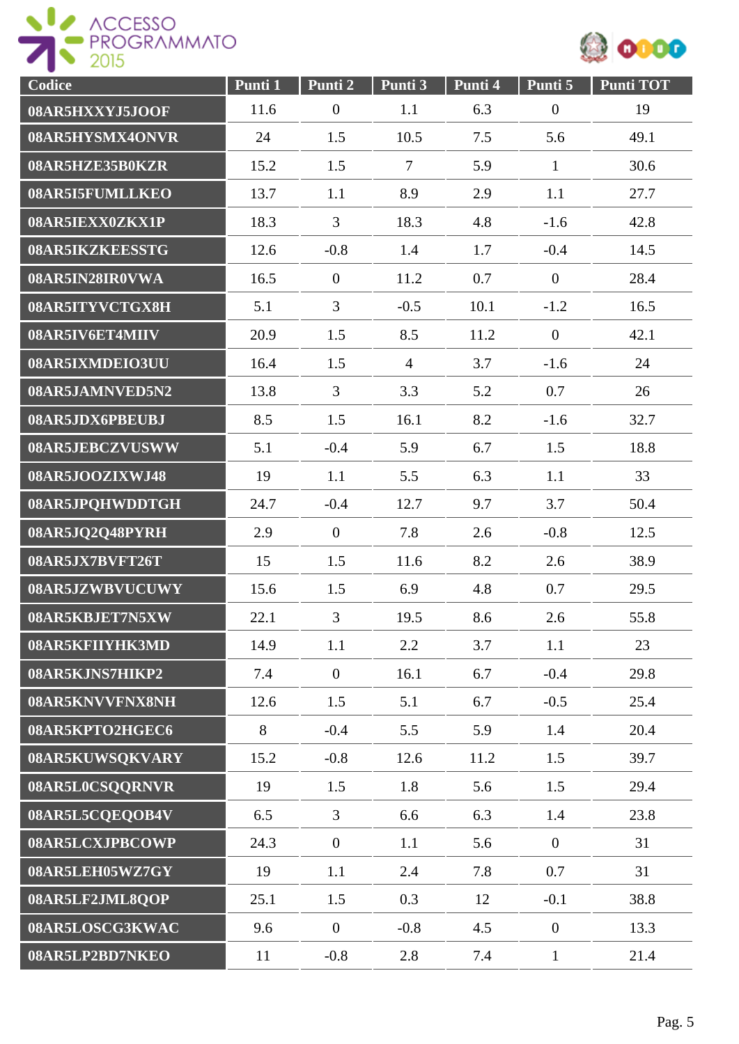| Codice | Punti 1 | Punti 2 | Punti 3 | Punti 4 | Punti 5 | Punti TOT |
|---|---|---|---|---|---|---|
| 08AR5HXXYJ5JOOF | 11.6 | 0 | 1.1 | 6.3 | 0 | 19 |
| 08AR5HYSMX4ONVR | 24 | 1.5 | 10.5 | 7.5 | 5.6 | 49.1 |
| 08AR5HZE35B0KZR | 15.2 | 1.5 | 7 | 5.9 | 1 | 30.6 |
| 08AR5I5FUMLLKEO | 13.7 | 1.1 | 8.9 | 2.9 | 1.1 | 27.7 |
| 08AR5IEXX0ZKX1P | 18.3 | 3 | 18.3 | 4.8 | -1.6 | 42.8 |
| 08AR5IKZKEESSTG | 12.6 | -0.8 | 1.4 | 1.7 | -0.4 | 14.5 |
| 08AR5IN28IR0VWA | 16.5 | 0 | 11.2 | 0.7 | 0 | 28.4 |
| 08AR5ITYVCTGX8H | 5.1 | 3 | -0.5 | 10.1 | -1.2 | 16.5 |
| 08AR5IV6ET4MIIV | 20.9 | 1.5 | 8.5 | 11.2 | 0 | 42.1 |
| 08AR5IXMDEIO3UU | 16.4 | 1.5 | 4 | 3.7 | -1.6 | 24 |
| 08AR5JAMNVED5N2 | 13.8 | 3 | 3.3 | 5.2 | 0.7 | 26 |
| 08AR5JDX6PBEUBJ | 8.5 | 1.5 | 16.1 | 8.2 | -1.6 | 32.7 |
| 08AR5JEBCZVUSWW | 5.1 | -0.4 | 5.9 | 6.7 | 1.5 | 18.8 |
| 08AR5JOOZIXWJ48 | 19 | 1.1 | 5.5 | 6.3 | 1.1 | 33 |
| 08AR5JPQHWDDTGH | 24.7 | -0.4 | 12.7 | 9.7 | 3.7 | 50.4 |
| 08AR5JQ2Q48PYRH | 2.9 | 0 | 7.8 | 2.6 | -0.8 | 12.5 |
| 08AR5JX7BVFT26T | 15 | 1.5 | 11.6 | 8.2 | 2.6 | 38.9 |
| 08AR5JZWBVUCUWY | 15.6 | 1.5 | 6.9 | 4.8 | 0.7 | 29.5 |
| 08AR5KBJET7N5XW | 22.1 | 3 | 19.5 | 8.6 | 2.6 | 55.8 |
| 08AR5KFIIYHK3MD | 14.9 | 1.1 | 2.2 | 3.7 | 1.1 | 23 |
| 08AR5KJNS7HIKP2 | 7.4 | 0 | 16.1 | 6.7 | -0.4 | 29.8 |
| 08AR5KNVVFNX8NH | 12.6 | 1.5 | 5.1 | 6.7 | -0.5 | 25.4 |
| 08AR5KPTO2HGEC6 | 8 | -0.4 | 5.5 | 5.9 | 1.4 | 20.4 |
| 08AR5KUWSQKVARY | 15.2 | -0.8 | 12.6 | 11.2 | 1.5 | 39.7 |
| 08AR5L0CSQQRNVR | 19 | 1.5 | 1.8 | 5.6 | 1.5 | 29.4 |
| 08AR5L5CQEQOB4V | 6.5 | 3 | 6.6 | 6.3 | 1.4 | 23.8 |
| 08AR5LCXJPBCOWP | 24.3 | 0 | 1.1 | 5.6 | 0 | 31 |
| 08AR5LEH05WZ7GY | 19 | 1.1 | 2.4 | 7.8 | 0.7 | 31 |
| 08AR5LF2JML8QOP | 25.1 | 1.5 | 0.3 | 12 | -0.1 | 38.8 |
| 08AR5LOSCG3KWAC | 9.6 | 0 | -0.8 | 4.5 | 0 | 13.3 |
| 08AR5LP2BD7NKEO | 11 | -0.8 | 2.8 | 7.4 | 1 | 21.4 |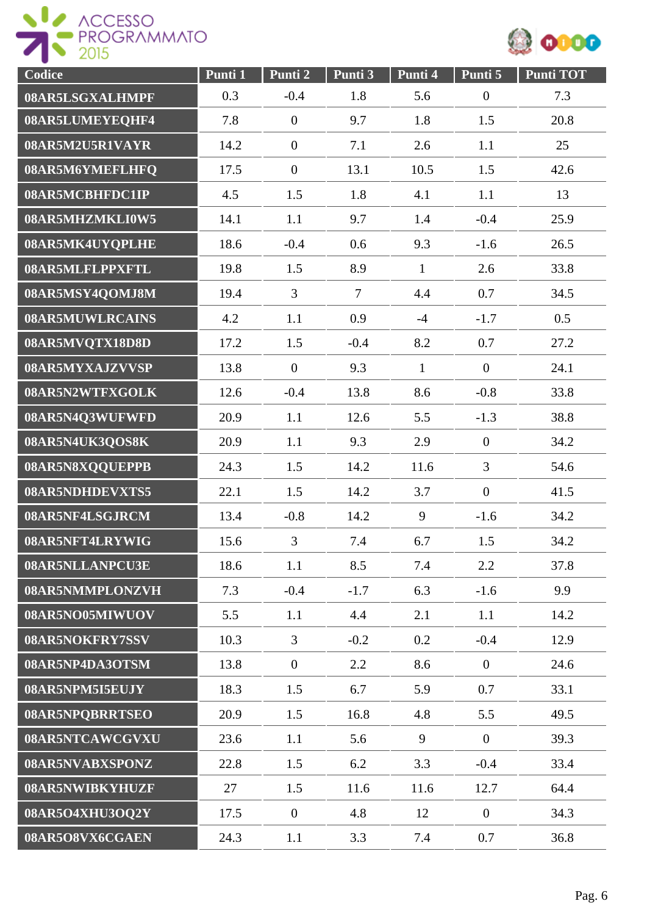| Codice | Punti 1 | Punti 2 | Punti 3 | Punti 4 | Punti 5 | Punti TOT |
|---|---|---|---|---|---|---|
| 08AR5LSGXALHMPF | 0.3 | -0.4 | 1.8 | 5.6 | 0 | 7.3 |
| 08AR5LUMEYEQHF4 | 7.8 | 0 | 9.7 | 1.8 | 1.5 | 20.8 |
| 08AR5M2U5R1VAYR | 14.2 | 0 | 7.1 | 2.6 | 1.1 | 25 |
| 08AR5M6YMEFLHFQ | 17.5 | 0 | 13.1 | 10.5 | 1.5 | 42.6 |
| 08AR5MCBHFDC1IP | 4.5 | 1.5 | 1.8 | 4.1 | 1.1 | 13 |
| 08AR5MHZMKLI0W5 | 14.1 | 1.1 | 9.7 | 1.4 | -0.4 | 25.9 |
| 08AR5MK4UYQPLHE | 18.6 | -0.4 | 0.6 | 9.3 | -1.6 | 26.5 |
| 08AR5MLFLPPXFTL | 19.8 | 1.5 | 8.9 | 1 | 2.6 | 33.8 |
| 08AR5MSY4QOMJ8M | 19.4 | 3 | 7 | 4.4 | 0.7 | 34.5 |
| 08AR5MUWLRCAINS | 4.2 | 1.1 | 0.9 | -4 | -1.7 | 0.5 |
| 08AR5MVQTX18D8D | 17.2 | 1.5 | -0.4 | 8.2 | 0.7 | 27.2 |
| 08AR5MYXAJZVVSP | 13.8 | 0 | 9.3 | 1 | 0 | 24.1 |
| 08AR5N2WTFXGOLK | 12.6 | -0.4 | 13.8 | 8.6 | -0.8 | 33.8 |
| 08AR5N4Q3WUFWFD | 20.9 | 1.1 | 12.6 | 5.5 | -1.3 | 38.8 |
| 08AR5N4UK3QOS8K | 20.9 | 1.1 | 9.3 | 2.9 | 0 | 34.2 |
| 08AR5N8XQQUEPPB | 24.3 | 1.5 | 14.2 | 11.6 | 3 | 54.6 |
| 08AR5NDHDEVXTS5 | 22.1 | 1.5 | 14.2 | 3.7 | 0 | 41.5 |
| 08AR5NF4LSGJRCM | 13.4 | -0.8 | 14.2 | 9 | -1.6 | 34.2 |
| 08AR5NFT4LRYWIG | 15.6 | 3 | 7.4 | 6.7 | 1.5 | 34.2 |
| 08AR5NLLANPCU3E | 18.6 | 1.1 | 8.5 | 7.4 | 2.2 | 37.8 |
| 08AR5NMMPLONZVH | 7.3 | -0.4 | -1.7 | 6.3 | -1.6 | 9.9 |
| 08AR5NO05MIWUOV | 5.5 | 1.1 | 4.4 | 2.1 | 1.1 | 14.2 |
| 08AR5NOKFRY7SSV | 10.3 | 3 | -0.2 | 0.2 | -0.4 | 12.9 |
| 08AR5NP4DA3OTSM | 13.8 | 0 | 2.2 | 8.6 | 0 | 24.6 |
| 08AR5NPM5I5EUJY | 18.3 | 1.5 | 6.7 | 5.9 | 0.7 | 33.1 |
| 08AR5NPQBRRTSEO | 20.9 | 1.5 | 16.8 | 4.8 | 5.5 | 49.5 |
| 08AR5NTCAWCGVXU | 23.6 | 1.1 | 5.6 | 9 | 0 | 39.3 |
| 08AR5NVABXSPONZ | 22.8 | 1.5 | 6.2 | 3.3 | -0.4 | 33.4 |
| 08AR5NWIBKYHUZF | 27 | 1.5 | 11.6 | 11.6 | 12.7 | 64.4 |
| 08AR5O4XHU3OQ2Y | 17.5 | 0 | 4.8 | 12 | 0 | 34.3 |
| 08AR5O8VX6CGAEN | 24.3 | 1.1 | 3.3 | 7.4 | 0.7 | 36.8 |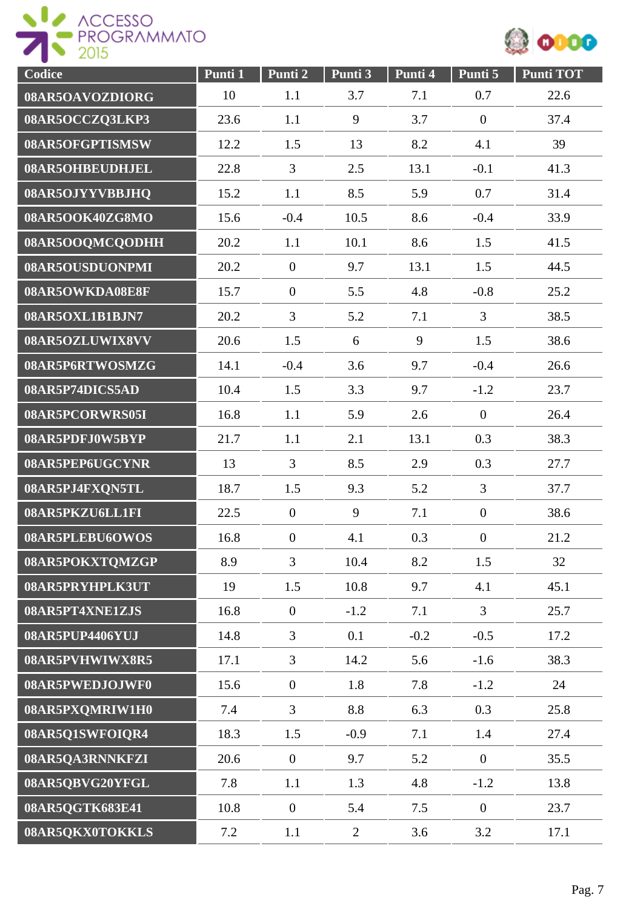| Codice | Punti 1 | Punti 2 | Punti 3 | Punti 4 | Punti 5 | Punti TOT |
|---|---|---|---|---|---|---|
| 08AR5OAVOZDIORG | 10 | 1.1 | 3.7 | 7.1 | 0.7 | 22.6 |
| 08AR5OCCZQ3LKP3 | 23.6 | 1.1 | 9 | 3.7 | 0 | 37.4 |
| 08AR5OFGPTISMSW | 12.2 | 1.5 | 13 | 8.2 | 4.1 | 39 |
| 08AR5OHBEUDHJEL | 22.8 | 3 | 2.5 | 13.1 | -0.1 | 41.3 |
| 08AR5OJYYVBBJHQ | 15.2 | 1.1 | 8.5 | 5.9 | 0.7 | 31.4 |
| 08AR5OOK40ZG8MO | 15.6 | -0.4 | 10.5 | 8.6 | -0.4 | 33.9 |
| 08AR5OOQMCQODHH | 20.2 | 1.1 | 10.1 | 8.6 | 1.5 | 41.5 |
| 08AR5OUSDUONPMI | 20.2 | 0 | 9.7 | 13.1 | 1.5 | 44.5 |
| 08AR5OWKDA08E8F | 15.7 | 0 | 5.5 | 4.8 | -0.8 | 25.2 |
| 08AR5OXL1B1BJN7 | 20.2 | 3 | 5.2 | 7.1 | 3 | 38.5 |
| 08AR5OZLUWIX8VV | 20.6 | 1.5 | 6 | 9 | 1.5 | 38.6 |
| 08AR5P6RTWOSMZG | 14.1 | -0.4 | 3.6 | 9.7 | -0.4 | 26.6 |
| 08AR5P74DICS5AD | 10.4 | 1.5 | 3.3 | 9.7 | -1.2 | 23.7 |
| 08AR5PCORWRS05I | 16.8 | 1.1 | 5.9 | 2.6 | 0 | 26.4 |
| 08AR5PDFJ0W5BYP | 21.7 | 1.1 | 2.1 | 13.1 | 0.3 | 38.3 |
| 08AR5PEP6UGCYNR | 13 | 3 | 8.5 | 2.9 | 0.3 | 27.7 |
| 08AR5PJ4FXQN5TL | 18.7 | 1.5 | 9.3 | 5.2 | 3 | 37.7 |
| 08AR5PKZU6LL1FI | 22.5 | 0 | 9 | 7.1 | 0 | 38.6 |
| 08AR5PLEBU6OWOS | 16.8 | 0 | 4.1 | 0.3 | 0 | 21.2 |
| 08AR5POKXTQMZGP | 8.9 | 3 | 10.4 | 8.2 | 1.5 | 32 |
| 08AR5PRYHPLK3UT | 19 | 1.5 | 10.8 | 9.7 | 4.1 | 45.1 |
| 08AR5PT4XNE1ZJS | 16.8 | 0 | -1.2 | 7.1 | 3 | 25.7 |
| 08AR5PUP4406YUJ | 14.8 | 3 | 0.1 | -0.2 | -0.5 | 17.2 |
| 08AR5PVHWIWX8R5 | 17.1 | 3 | 14.2 | 5.6 | -1.6 | 38.3 |
| 08AR5PWEDJOJWF0 | 15.6 | 0 | 1.8 | 7.8 | -1.2 | 24 |
| 08AR5PXQMRIW1H0 | 7.4 | 3 | 8.8 | 6.3 | 0.3 | 25.8 |
| 08AR5Q1SWFOIQR4 | 18.3 | 1.5 | -0.9 | 7.1 | 1.4 | 27.4 |
| 08AR5QA3RNNKFZI | 20.6 | 0 | 9.7 | 5.2 | 0 | 35.5 |
| 08AR5QBVG20YFGL | 7.8 | 1.1 | 1.3 | 4.8 | -1.2 | 13.8 |
| 08AR5QGTK683E41 | 10.8 | 0 | 5.4 | 7.5 | 0 | 23.7 |
| 08AR5QKX0TOKKLS | 7.2 | 1.1 | 2 | 3.6 | 3.2 | 17.1 |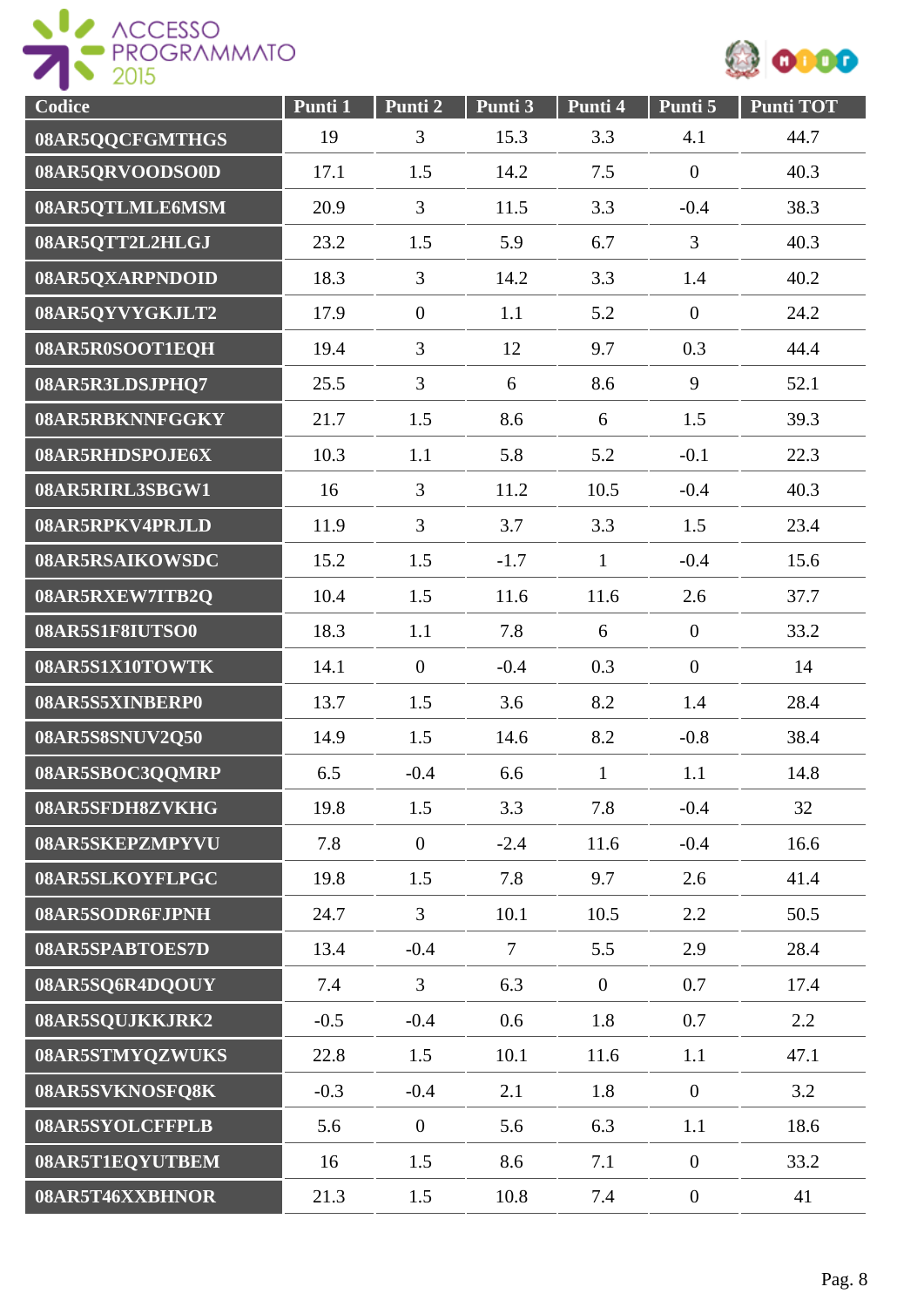| Codice | Punti 1 | Punti 2 | Punti 3 | Punti 4 | Punti 5 | Punti TOT |
|---|---|---|---|---|---|---|
| 08AR5QQCFGMTHGS | 19 | 3 | 15.3 | 3.3 | 4.1 | 44.7 |
| 08AR5QRVOODSO0D | 17.1 | 1.5 | 14.2 | 7.5 | 0 | 40.3 |
| 08AR5QTLMLE6MSM | 20.9 | 3 | 11.5 | 3.3 | -0.4 | 38.3 |
| 08AR5QTT2L2HLGJ | 23.2 | 1.5 | 5.9 | 6.7 | 3 | 40.3 |
| 08AR5QXARPNDOID | 18.3 | 3 | 14.2 | 3.3 | 1.4 | 40.2 |
| 08AR5QYVYGKJLT2 | 17.9 | 0 | 1.1 | 5.2 | 0 | 24.2 |
| 08AR5R0SOOT1EQH | 19.4 | 3 | 12 | 9.7 | 0.3 | 44.4 |
| 08AR5R3LDSJPHQ7 | 25.5 | 3 | 6 | 8.6 | 9 | 52.1 |
| 08AR5RBKNNFGGKY | 21.7 | 1.5 | 8.6 | 6 | 1.5 | 39.3 |
| 08AR5RHDSPOJE6X | 10.3 | 1.1 | 5.8 | 5.2 | -0.1 | 22.3 |
| 08AR5RIRL3SBGW1 | 16 | 3 | 11.2 | 10.5 | -0.4 | 40.3 |
| 08AR5RPKV4PRJLD | 11.9 | 3 | 3.7 | 3.3 | 1.5 | 23.4 |
| 08AR5RSAIKOWSDC | 15.2 | 1.5 | -1.7 | 1 | -0.4 | 15.6 |
| 08AR5RXEW7ITB2Q | 10.4 | 1.5 | 11.6 | 11.6 | 2.6 | 37.7 |
| 08AR5S1F8IUTSO0 | 18.3 | 1.1 | 7.8 | 6 | 0 | 33.2 |
| 08AR5S1X10TOWTK | 14.1 | 0 | -0.4 | 0.3 | 0 | 14 |
| 08AR5S5XINBERP0 | 13.7 | 1.5 | 3.6 | 8.2 | 1.4 | 28.4 |
| 08AR5S8SNUV2Q50 | 14.9 | 1.5 | 14.6 | 8.2 | -0.8 | 38.4 |
| 08AR5SBOC3QQMRP | 6.5 | -0.4 | 6.6 | 1 | 1.1 | 14.8 |
| 08AR5SFDH8ZVKHG | 19.8 | 1.5 | 3.3 | 7.8 | -0.4 | 32 |
| 08AR5SKEPZMPYVU | 7.8 | 0 | -2.4 | 11.6 | -0.4 | 16.6 |
| 08AR5SLKOYFLPGC | 19.8 | 1.5 | 7.8 | 9.7 | 2.6 | 41.4 |
| 08AR5SODR6FJPNH | 24.7 | 3 | 10.1 | 10.5 | 2.2 | 50.5 |
| 08AR5SPABTOES7D | 13.4 | -0.4 | 7 | 5.5 | 2.9 | 28.4 |
| 08AR5SQ6R4DQOUY | 7.4 | 3 | 6.3 | 0 | 0.7 | 17.4 |
| 08AR5SQUJKKJRK2 | -0.5 | -0.4 | 0.6 | 1.8 | 0.7 | 2.2 |
| 08AR5STMYQZWUKS | 22.8 | 1.5 | 10.1 | 11.6 | 1.1 | 47.1 |
| 08AR5SVKNOSFQ8K | -0.3 | -0.4 | 2.1 | 1.8 | 0 | 3.2 |
| 08AR5SYOLCFFPLB | 5.6 | 0 | 5.6 | 6.3 | 1.1 | 18.6 |
| 08AR5T1EQYUTBEM | 16 | 1.5 | 8.6 | 7.1 | 0 | 33.2 |
| 08AR5T46XXBHNOR | 21.3 | 1.5 | 10.8 | 7.4 | 0 | 41 |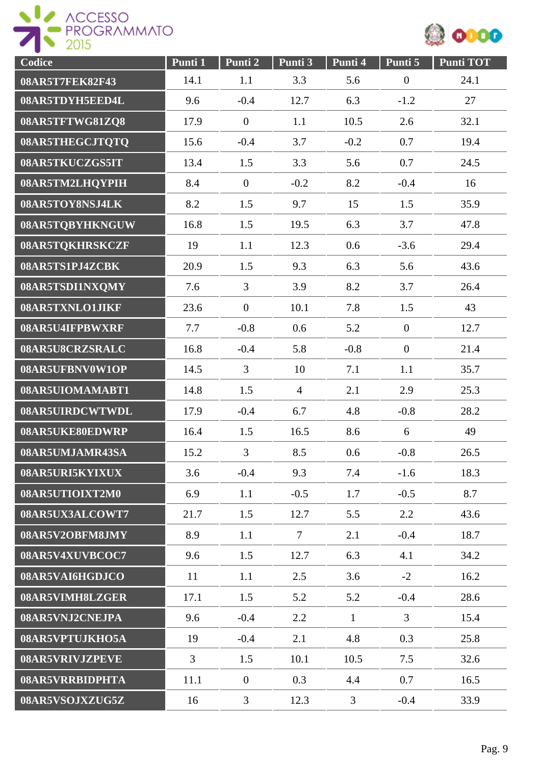| Codice | Punti 1 | Punti 2 | Punti 3 | Punti 4 | Punti 5 | Punti TOT |
|---|---|---|---|---|---|---|
| 08AR5T7FEK82F43 | 14.1 | 1.1 | 3.3 | 5.6 | 0 | 24.1 |
| 08AR5TDYH5EED4L | 9.6 | -0.4 | 12.7 | 6.3 | -1.2 | 27 |
| 08AR5TFTWG81ZQ8 | 17.9 | 0 | 1.1 | 10.5 | 2.6 | 32.1 |
| 08AR5THEGCJTQTQ | 15.6 | -0.4 | 3.7 | -0.2 | 0.7 | 19.4 |
| 08AR5TKUCZGS5IT | 13.4 | 1.5 | 3.3 | 5.6 | 0.7 | 24.5 |
| 08AR5TM2LHQYPIH | 8.4 | 0 | -0.2 | 8.2 | -0.4 | 16 |
| 08AR5TOY8NSJ4LK | 8.2 | 1.5 | 9.7 | 15 | 1.5 | 35.9 |
| 08AR5TQBYHKNGUW | 16.8 | 1.5 | 19.5 | 6.3 | 3.7 | 47.8 |
| 08AR5TQKHRSKCZF | 19 | 1.1 | 12.3 | 0.6 | -3.6 | 29.4 |
| 08AR5TS1PJ4ZCBK | 20.9 | 1.5 | 9.3 | 6.3 | 5.6 | 43.6 |
| 08AR5TSDI1NXQMY | 7.6 | 3 | 3.9 | 8.2 | 3.7 | 26.4 |
| 08AR5TXNLO1JIKF | 23.6 | 0 | 10.1 | 7.8 | 1.5 | 43 |
| 08AR5U4IFPBWXRF | 7.7 | -0.8 | 0.6 | 5.2 | 0 | 12.7 |
| 08AR5U8CRZSRALC | 16.8 | -0.4 | 5.8 | -0.8 | 0 | 21.4 |
| 08AR5UFBNV0W1OP | 14.5 | 3 | 10 | 7.1 | 1.1 | 35.7 |
| 08AR5UIOMAMABT1 | 14.8 | 1.5 | 4 | 2.1 | 2.9 | 25.3 |
| 08AR5UIRDCWTWDL | 17.9 | -0.4 | 6.7 | 4.8 | -0.8 | 28.2 |
| 08AR5UKE80EDWRP | 16.4 | 1.5 | 16.5 | 8.6 | 6 | 49 |
| 08AR5UMJAMR43SA | 15.2 | 3 | 8.5 | 0.6 | -0.8 | 26.5 |
| 08AR5URI5KYIXUX | 3.6 | -0.4 | 9.3 | 7.4 | -1.6 | 18.3 |
| 08AR5UTIOIXT2M0 | 6.9 | 1.1 | -0.5 | 1.7 | -0.5 | 8.7 |
| 08AR5UX3ALCOWT7 | 21.7 | 1.5 | 12.7 | 5.5 | 2.2 | 43.6 |
| 08AR5V2OBFM8JMY | 8.9 | 1.1 | 7 | 2.1 | -0.4 | 18.7 |
| 08AR5V4XUVBCOC7 | 9.6 | 1.5 | 12.7 | 6.3 | 4.1 | 34.2 |
| 08AR5VAI6HGDJCO | 11 | 1.1 | 2.5 | 3.6 | -2 | 16.2 |
| 08AR5VIMH8LZGER | 17.1 | 1.5 | 5.2 | 5.2 | -0.4 | 28.6 |
| 08AR5VNJ2CNEJPA | 9.6 | -0.4 | 2.2 | 1 | 3 | 15.4 |
| 08AR5VPTUJKHO5A | 19 | -0.4 | 2.1 | 4.8 | 0.3 | 25.8 |
| 08AR5VRIVJZPEVE | 3 | 1.5 | 10.1 | 10.5 | 7.5 | 32.6 |
| 08AR5VRRBIDPHTA | 11.1 | 0 | 0.3 | 4.4 | 0.7 | 16.5 |
| 08AR5VSOJXZUG5Z | 16 | 3 | 12.3 | 3 | -0.4 | 33.9 |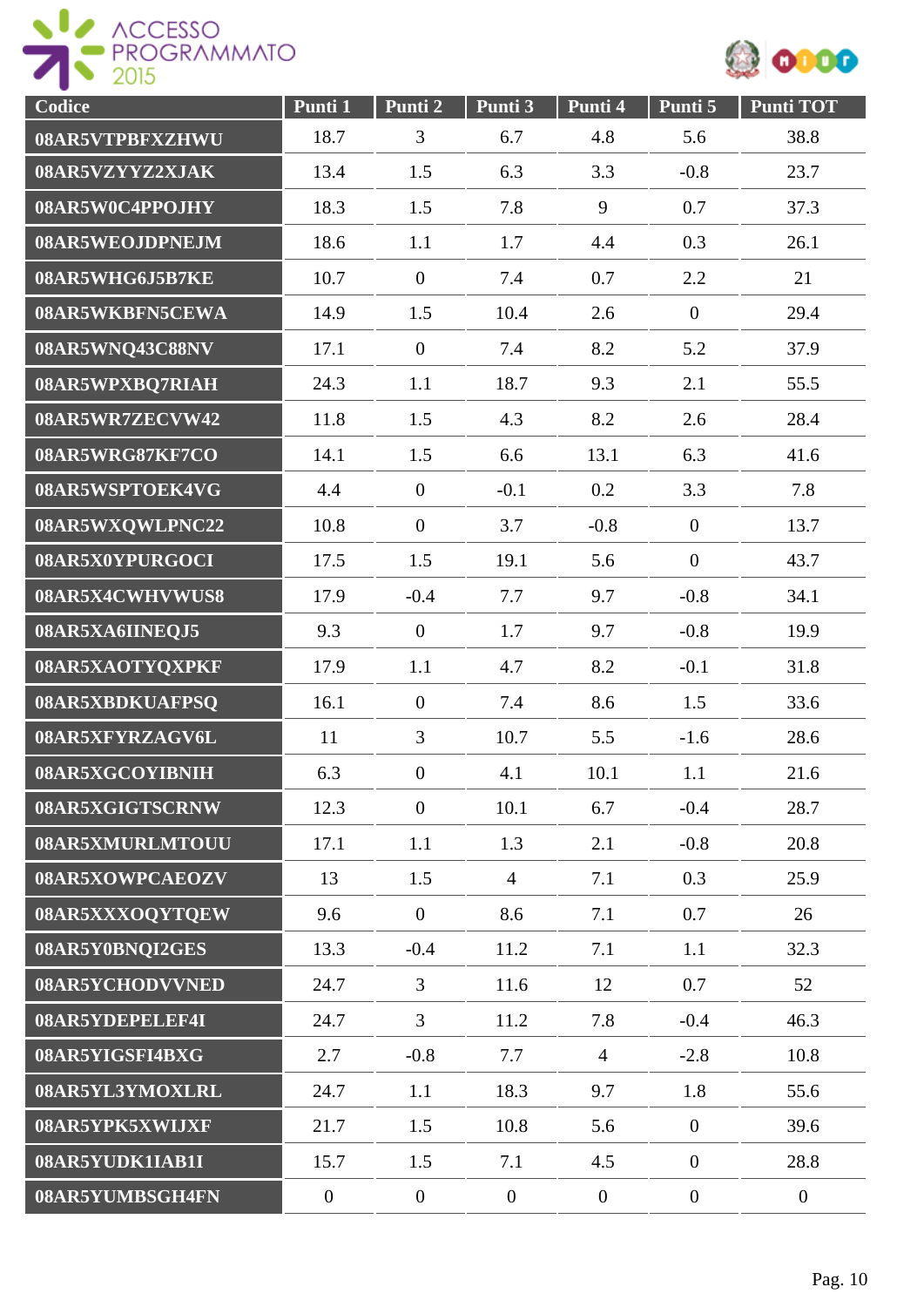| Codice | Punti 1 | Punti 2 | Punti 3 | Punti 4 | Punti 5 | Punti TOT |
|---|---|---|---|---|---|---|
| 08AR5VTPBFXZHWU | 18.7 | 3 | 6.7 | 4.8 | 5.6 | 38.8 |
| 08AR5VZYYZ2XJAK | 13.4 | 1.5 | 6.3 | 3.3 | -0.8 | 23.7 |
| 08AR5W0C4PPOJHY | 18.3 | 1.5 | 7.8 | 9 | 0.7 | 37.3 |
| 08AR5WEOJDPNEJM | 18.6 | 1.1 | 1.7 | 4.4 | 0.3 | 26.1 |
| 08AR5WHG6J5B7KE | 10.7 | 0 | 7.4 | 0.7 | 2.2 | 21 |
| 08AR5WKBFN5CEWA | 14.9 | 1.5 | 10.4 | 2.6 | 0 | 29.4 |
| 08AR5WNQ43C88NV | 17.1 | 0 | 7.4 | 8.2 | 5.2 | 37.9 |
| 08AR5WPXBQ7RIAH | 24.3 | 1.1 | 18.7 | 9.3 | 2.1 | 55.5 |
| 08AR5WR7ZECVW42 | 11.8 | 1.5 | 4.3 | 8.2 | 2.6 | 28.4 |
| 08AR5WRG87KF7CO | 14.1 | 1.5 | 6.6 | 13.1 | 6.3 | 41.6 |
| 08AR5WSPTOEK4VG | 4.4 | 0 | -0.1 | 0.2 | 3.3 | 7.8 |
| 08AR5WXQWLPNC22 | 10.8 | 0 | 3.7 | -0.8 | 0 | 13.7 |
| 08AR5X0YPURGOCI | 17.5 | 1.5 | 19.1 | 5.6 | 0 | 43.7 |
| 08AR5X4CWHVWUS8 | 17.9 | -0.4 | 7.7 | 9.7 | -0.8 | 34.1 |
| 08AR5XA6IINEQJ5 | 9.3 | 0 | 1.7 | 9.7 | -0.8 | 19.9 |
| 08AR5XAOTYQXPKF | 17.9 | 1.1 | 4.7 | 8.2 | -0.1 | 31.8 |
| 08AR5XBDKUAFPSQ | 16.1 | 0 | 7.4 | 8.6 | 1.5 | 33.6 |
| 08AR5XFYRZAGV6L | 11 | 3 | 10.7 | 5.5 | -1.6 | 28.6 |
| 08AR5XGCOYIBNIH | 6.3 | 0 | 4.1 | 10.1 | 1.1 | 21.6 |
| 08AR5XGIGTSCRNW | 12.3 | 0 | 10.1 | 6.7 | -0.4 | 28.7 |
| 08AR5XMURLMTOUU | 17.1 | 1.1 | 1.3 | 2.1 | -0.8 | 20.8 |
| 08AR5XOWPCAEOZV | 13 | 1.5 | 4 | 7.1 | 0.3 | 25.9 |
| 08AR5XXXOQYTQEW | 9.6 | 0 | 8.6 | 7.1 | 0.7 | 26 |
| 08AR5Y0BNQI2GES | 13.3 | -0.4 | 11.2 | 7.1 | 1.1 | 32.3 |
| 08AR5YCHODVVNED | 24.7 | 3 | 11.6 | 12 | 0.7 | 52 |
| 08AR5YDEPELEF4I | 24.7 | 3 | 11.2 | 7.8 | -0.4 | 46.3 |
| 08AR5YIGSFI4BXG | 2.7 | -0.8 | 7.7 | 4 | -2.8 | 10.8 |
| 08AR5YL3YMOXLRL | 24.7 | 1.1 | 18.3 | 9.7 | 1.8 | 55.6 |
| 08AR5YPK5XWIJXF | 21.7 | 1.5 | 10.8 | 5.6 | 0 | 39.6 |
| 08AR5YUDK1IAB1I | 15.7 | 1.5 | 7.1 | 4.5 | 0 | 28.8 |
| 08AR5YUMBSGH4FN | 0 | 0 | 0 | 0 | 0 | 0 |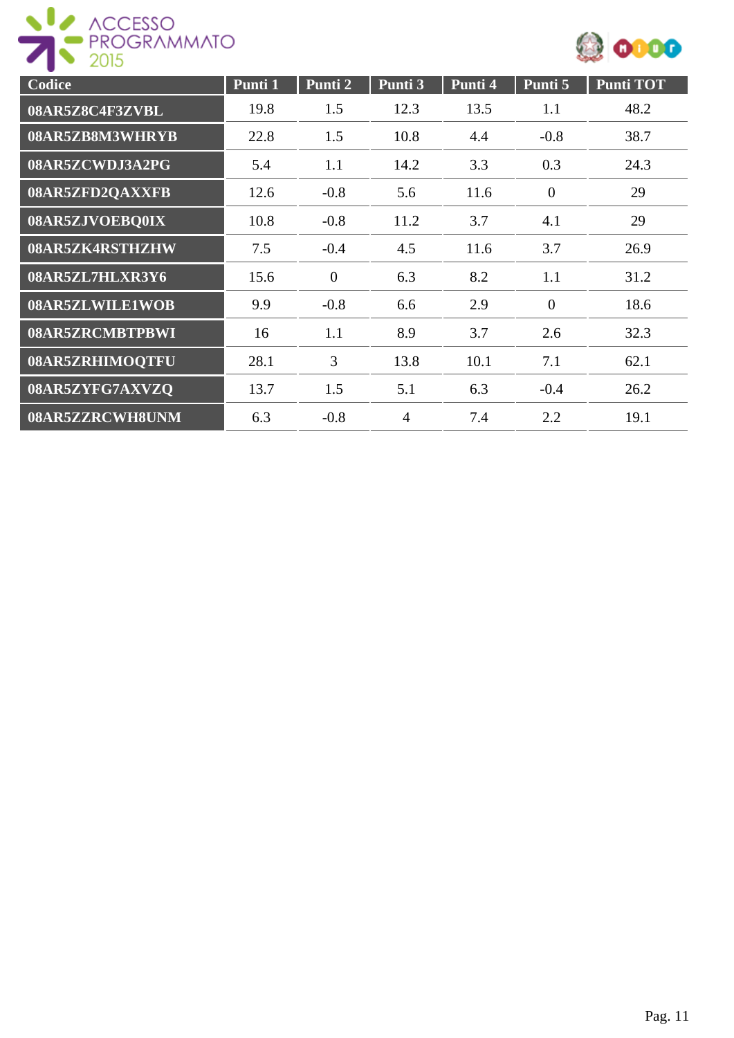| Codice | Punti 1 | Punti 2 | Punti 3 | Punti 4 | Punti 5 | Punti TOT |
|---|---|---|---|---|---|---|
| 08AR5Z8C4F3ZVBL | 19.8 | 1.5 | 12.3 | 13.5 | 1.1 | 48.2 |
| 08AR5ZB8M3WHRYB | 22.8 | 1.5 | 10.8 | 4.4 | -0.8 | 38.7 |
| 08AR5ZCWDJ3A2PG | 5.4 | 1.1 | 14.2 | 3.3 | 0.3 | 24.3 |
| 08AR5ZFD2QAXXFB | 12.6 | -0.8 | 5.6 | 11.6 | 0 | 29 |
| 08AR5ZJVOEBQ0IX | 10.8 | -0.8 | 11.2 | 3.7 | 4.1 | 29 |
| 08AR5ZK4RSTHZHW | 7.5 | -0.4 | 4.5 | 11.6 | 3.7 | 26.9 |
| 08AR5ZL7HLXR3Y6 | 15.6 | 0 | 6.3 | 8.2 | 1.1 | 31.2 |
| 08AR5ZLWILE1WOB | 9.9 | -0.8 | 6.6 | 2.9 | 0 | 18.6 |
| 08AR5ZRCMBTPBWI | 16 | 1.1 | 8.9 | 3.7 | 2.6 | 32.3 |
| 08AR5ZRHIMOQTFU | 28.1 | 3 | 13.8 | 10.1 | 7.1 | 62.1 |
| 08AR5ZYFG7AXVZQ | 13.7 | 1.5 | 5.1 | 6.3 | -0.4 | 26.2 |
| 08AR5ZZRCWH8UNM | 6.3 | -0.8 | 4 | 7.4 | 2.2 | 19.1 |